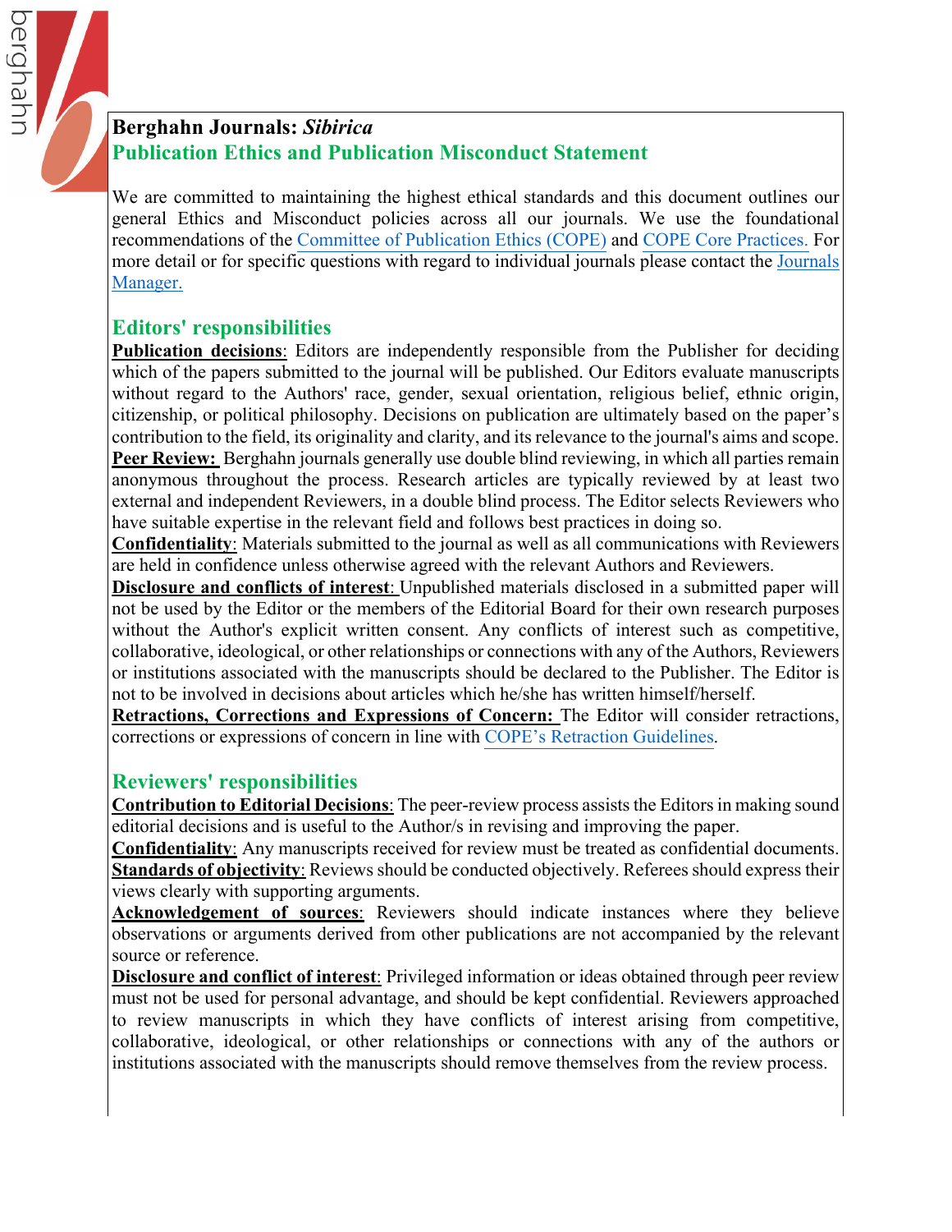# Berghahn Journals: *Sibirica*

## Publication Ethics and Publication Misconduct Statement

We are committed to maintaining the highest ethical standards and this document outlines our general Ethics and Misconduct policies across all our journals. We use the foundational recommendations of the Committee of Publication Ethics (COPE) and COPE Core Practices. For more detail or for specific questions with regard to individual journals please contact the Journals Manager.

## Editors' responsibilities

**Publication decisions**: Editors are independently responsible from the Publisher for deciding which of the papers submitted to the journal will be published. Our Editors evaluate manuscripts without regard to the Authors' race, gender, sexual orientation, religious belief, ethnic origin, citizenship, or political philosophy. Decisions on publication are ultimately based on the paper's contribution to the field, its originality and clarity, and its relevance to the journal's aims and scope.

**Peer Review:** Berghahn journals generally use double blind reviewing, in which all parties remain anonymous throughout the process. Research articles are typically reviewed by at least two external and independent Reviewers, in a double blind process. The Editor selects Reviewers who have suitable expertise in the relevant field and follows best practices in doing so.

**Confidentiality**: Materials submitted to the journal as well as all communications with Reviewers are held in confidence unless otherwise agreed with the relevant Authors and Reviewers.

**Disclosure and conflicts of interest**: Unpublished materials disclosed in a submitted paper will not be used by the Editor or the members of the Editorial Board for their own research purposes without the Author's explicit written consent. Any conflicts of interest such as competitive, collaborative, ideological, or other relationships or connections with any of the Authors, Reviewers or institutions associated with the manuscripts should be declared to the Publisher. The Editor is not to be involved in decisions about articles which he/she has written himself/herself.

**Retractions, Corrections and Expressions of Concern:** The Editor will consider retractions, corrections or expressions of concern in line with COPE's Retraction Guidelines.

## Reviewers' responsibilities

**Contribution to Editorial Decisions**: The peer-review process assists the Editors in making sound editorial decisions and is useful to the Author/s in revising and improving the paper.

**Confidentiality**: Any manuscripts received for review must be treated as confidential documents.

**Standards of objectivity**: Reviews should be conducted objectively. Referees should express their views clearly with supporting arguments.

**Acknowledgement of sources**: Reviewers should indicate instances where they believe observations or arguments derived from other publications are not accompanied by the relevant source or reference.

**Disclosure and conflict of interest**: Privileged information or ideas obtained through peer review must not be used for personal advantage, and should be kept confidential. Reviewers approached to review manuscripts in which they have conflicts of interest arising from competitive, collaborative, ideological, or other relationships or connections with any of the authors or institutions associated with the manuscripts should remove themselves from the review process.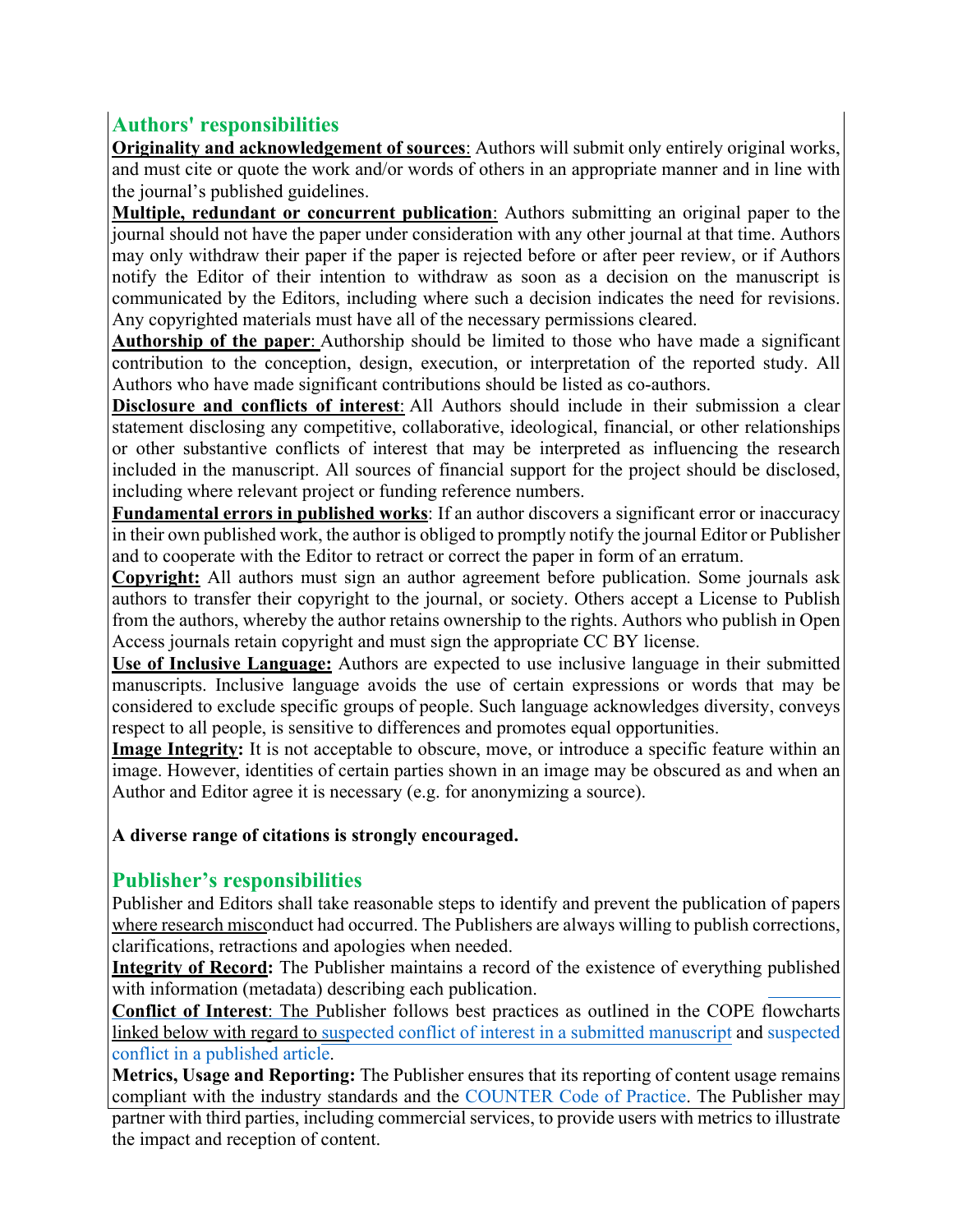## Authors' responsibilities

**Originality and acknowledgement of sources**: Authors will submit only entirely original works, and must cite or quote the work and/or words of others in an appropriate manner and in line with the journal's published guidelines.

**Multiple, redundant or concurrent publication**: Authors submitting an original paper to the journal should not have the paper under consideration with any other journal at that time. Authors may only withdraw their paper if the paper is rejected before or after peer review, or if Authors notify the Editor of their intention to withdraw as soon as a decision on the manuscript is communicated by the Editors, including where such a decision indicates the need for revisions. Any copyrighted materials must have all of the necessary permissions cleared.

**Authorship of the paper**: Authorship should be limited to those who have made a significant contribution to the conception, design, execution, or interpretation of the reported study. All Authors who have made significant contributions should be listed as co-authors.

**Disclosure and conflicts of interest**: All Authors should include in their submission a clear statement disclosing any competitive, collaborative, ideological, financial, or other relationships or other substantive conflicts of interest that may be interpreted as influencing the research included in the manuscript. All sources of financial support for the project should be disclosed, including where relevant project or funding reference numbers.

**Fundamental errors in published works**: If an author discovers a significant error or inaccuracy in their own published work, the author is obliged to promptly notify the journal Editor or Publisher and to cooperate with the Editor to retract or correct the paper in form of an erratum.

**Copyright:** All authors must sign an author agreement before publication. Some journals ask authors to transfer their copyright to the journal, or society. Others accept a License to Publish from the authors, whereby the author retains ownership to the rights. Authors who publish in Open Access journals retain copyright and must sign the appropriate CC BY license.

**Use of Inclusive Language:** Authors are expected to use inclusive language in their submitted manuscripts. Inclusive language avoids the use of certain expressions or words that may be considered to exclude specific groups of people. Such language acknowledges diversity, conveys respect to all people, is sensitive to differences and promotes equal opportunities.

**Image Integrity:** It is not acceptable to obscure, move, or introduce a specific feature within an image. However, identities of certain parties shown in an image may be obscured as and when an Author and Editor agree it is necessary (e.g. for anonymizing a source).

**A diverse range of citations is strongly encouraged.**

## Publisher's responsibilities

Publisher and Editors shall take reasonable steps to identify and prevent the publication of papers where research misconduct had occurred. The Publishers are always willing to publish corrections, clarifications, retractions and apologies when needed.

**Integrity of Record:** The Publisher maintains a record of the existence of everything published with information (metadata) describing each publication.

**Conflict of Interest**: The Publisher follows best practices as outlined in the COPE flowcharts linked below with regard to suspected conflict of interest in a submitted manuscript and suspected conflict in a published article.

**Metrics, Usage and Reporting:** The Publisher ensures that its reporting of content usage remains compliant with the industry standards and the COUNTER Code of Practice. The Publisher may partner with third parties, including commercial services, to provide users with metrics to illustrate the impact and reception of content.